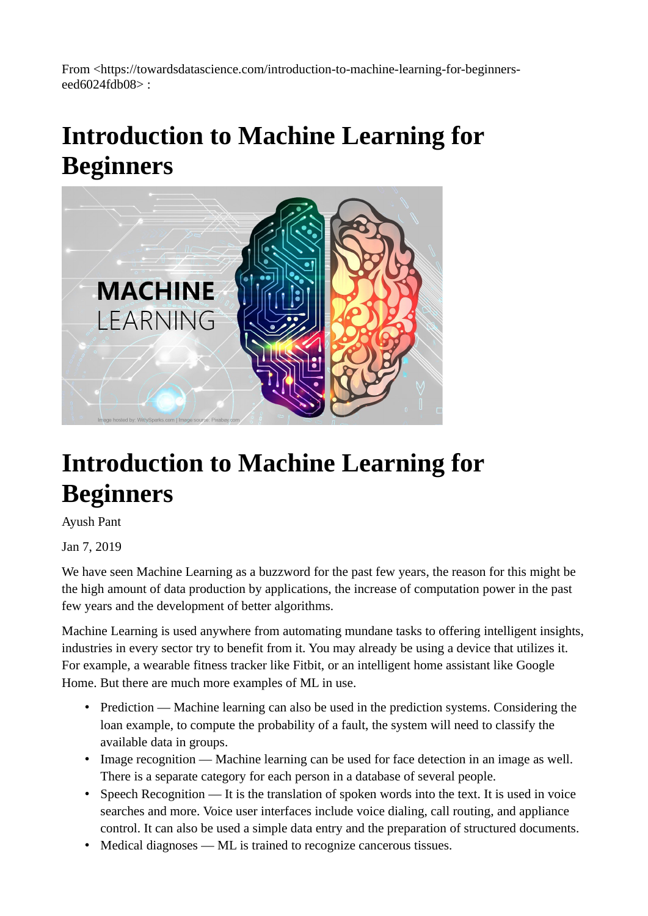From <https://towardsdatascience.com/introduction-to-machine-learning-for-beginners-eed6024fdb08> :

# Introduction to Machine Learning for Beginners

# Introduction to Machine Learning for Beginners

Ayush Pant

Jan 7, 2019

We have seen Machine Learning as a buzzword for the past few years, the reason for this might be the high amount of data production by applications, the increase of computation power in the past few years and the development of better algorithms.

Machine Learning is used anywhere from automating mundane tasks to offering intelligent insights, industries in every sector try to benefit from it. You may already be using a device that utilizes it. For example, a wearable fitness tracker like Fitbit, or an intelligent home assistant like Google Home. But there are much more examples of ML in use.

- Prediction — Machine learning can also be used in the prediction systems. Considering the loan example, to compute the probability of a fault, the system will need to classify the available data in groups.
- Image recognition — Machine learning can be used for face detection in an image as well. There is a separate category for each person in a database of several people.
- Speech Recognition — It is the translation of spoken words into the text. It is used in voice searches and more. Voice user interfaces include voice dialing, call routing, and appliance control. It can also be used a simple data entry and the preparation of structured documents.
- Medical diagnoses — ML is trained to recognize cancerous tissues.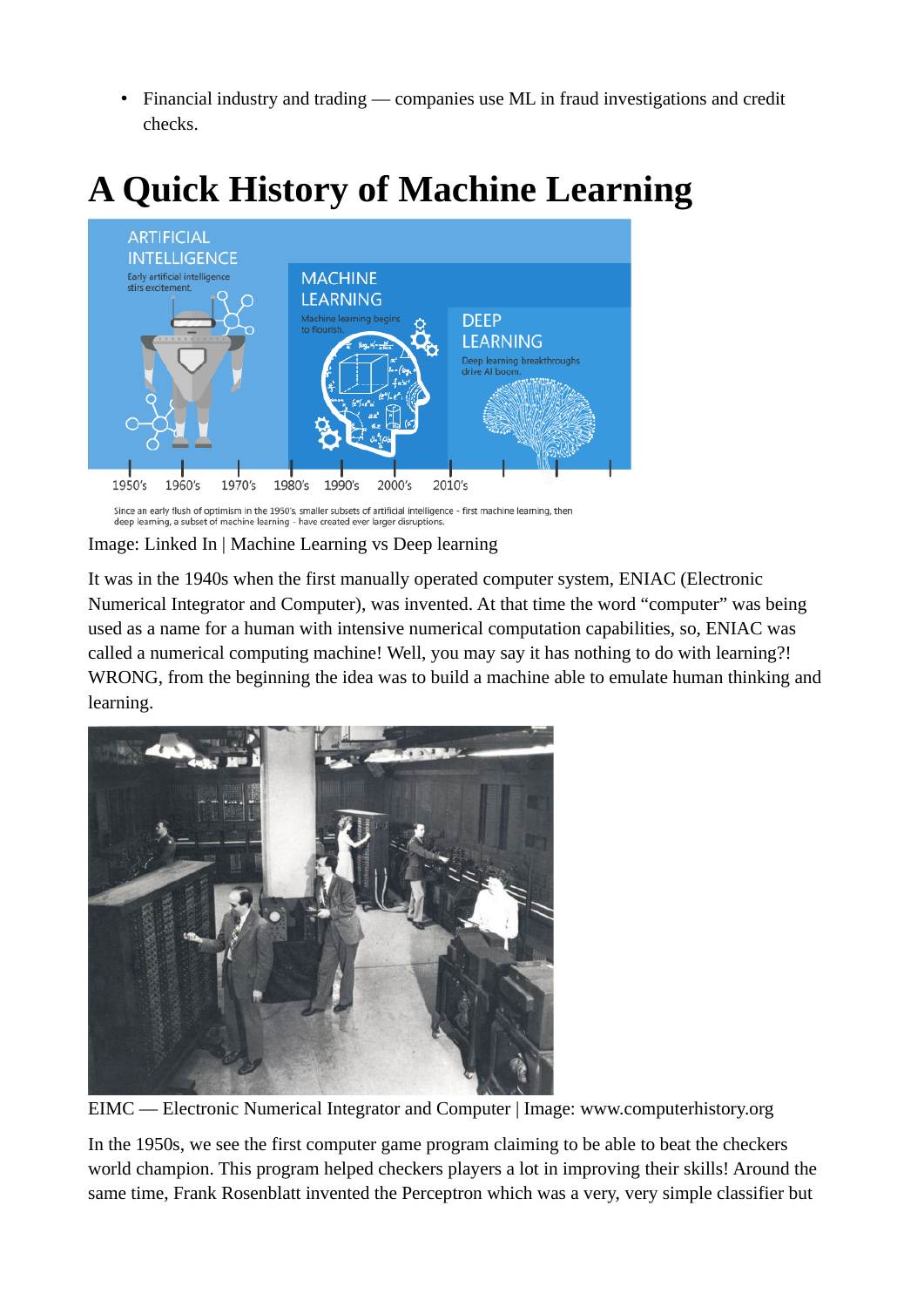- Financial industry and trading — companies use ML in fraud investigations and credit checks.

# A Quick History of Machine Learning

Image: Linked In | Machine Learning vs Deep learning

It was in the 1940s when the first manually operated computer system, ENIAC (Electronic Numerical Integrator and Computer), was invented. At that time the word "computer" was being used as a name for a human with intensive numerical computation capabilities, so, ENIAC was called a numerical computing machine! Well, you may say it has nothing to do with learning?! WRONG, from the beginning the idea was to build a machine able to emulate human thinking and learning.

EIMC — Electronic Numerical Integrator and Computer | Image: www.computerhistory.org

In the 1950s, we see the first computer game program claiming to be able to beat the checkers world champion. This program helped checkers players a lot in improving their skills! Around the same time, Frank Rosenblatt invented the Perceptron which was a very, very simple classifier but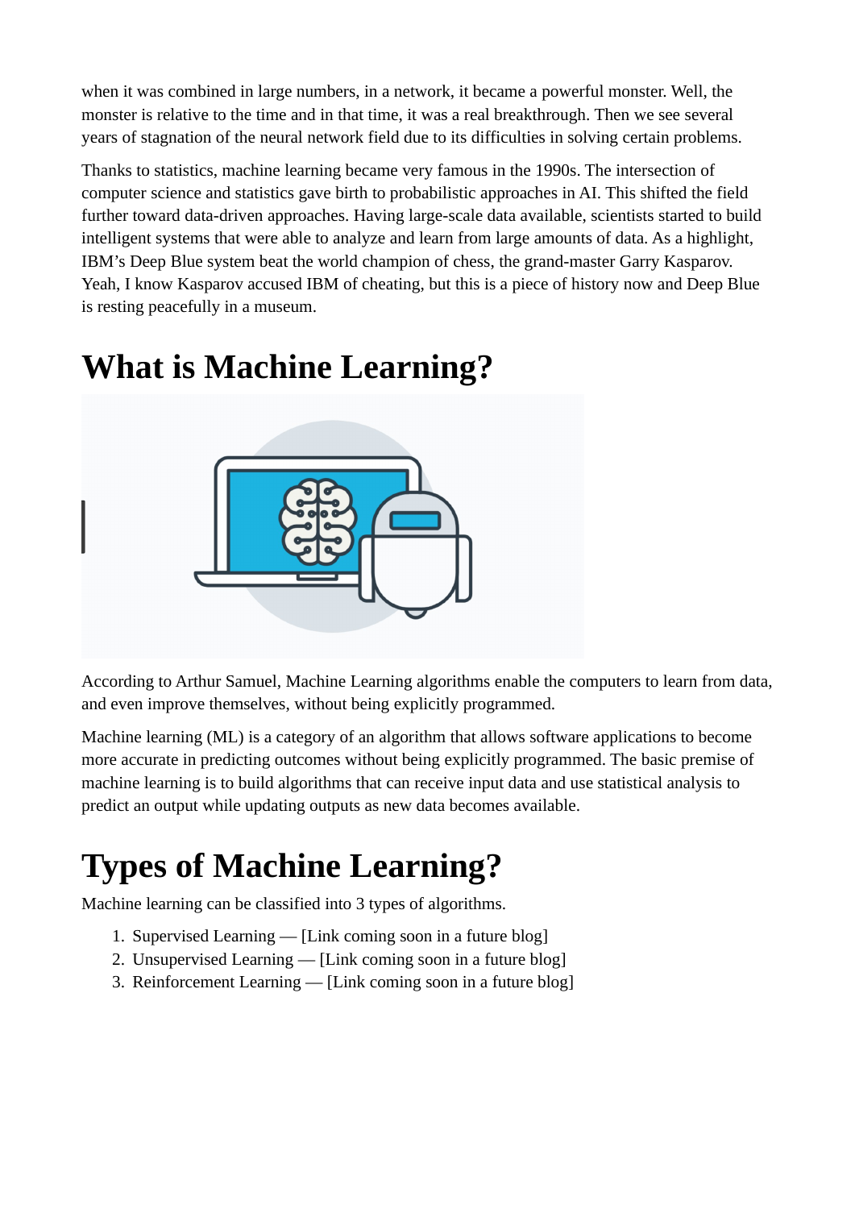when it was combined in large numbers, in a network, it became a powerful monster. Well, the monster is relative to the time and in that time, it was a real breakthrough. Then we see several years of stagnation of the neural network field due to its difficulties in solving certain problems.

Thanks to statistics, machine learning became very famous in the 1990s. The intersection of computer science and statistics gave birth to probabilistic approaches in AI. This shifted the field further toward data-driven approaches. Having large-scale data available, scientists started to build intelligent systems that were able to analyze and learn from large amounts of data. As a highlight, IBM's Deep Blue system beat the world champion of chess, the grand-master Garry Kasparov. Yeah, I know Kasparov accused IBM of cheating, but this is a piece of history now and Deep Blue is resting peacefully in a museum.

# What is Machine Learning?

According to Arthur Samuel, Machine Learning algorithms enable the computers to learn from data, and even improve themselves, without being explicitly programmed.

Machine learning (ML) is a category of an algorithm that allows software applications to become more accurate in predicting outcomes without being explicitly programmed. The basic premise of machine learning is to build algorithms that can receive input data and use statistical analysis to predict an output while updating outputs as new data becomes available.

# Types of Machine Learning?

Machine learning can be classified into 3 types of algorithms.

1. Supervised Learning — [Link coming soon in a future blog]
2. Unsupervised Learning — [Link coming soon in a future blog]
3. Reinforcement Learning — [Link coming soon in a future blog]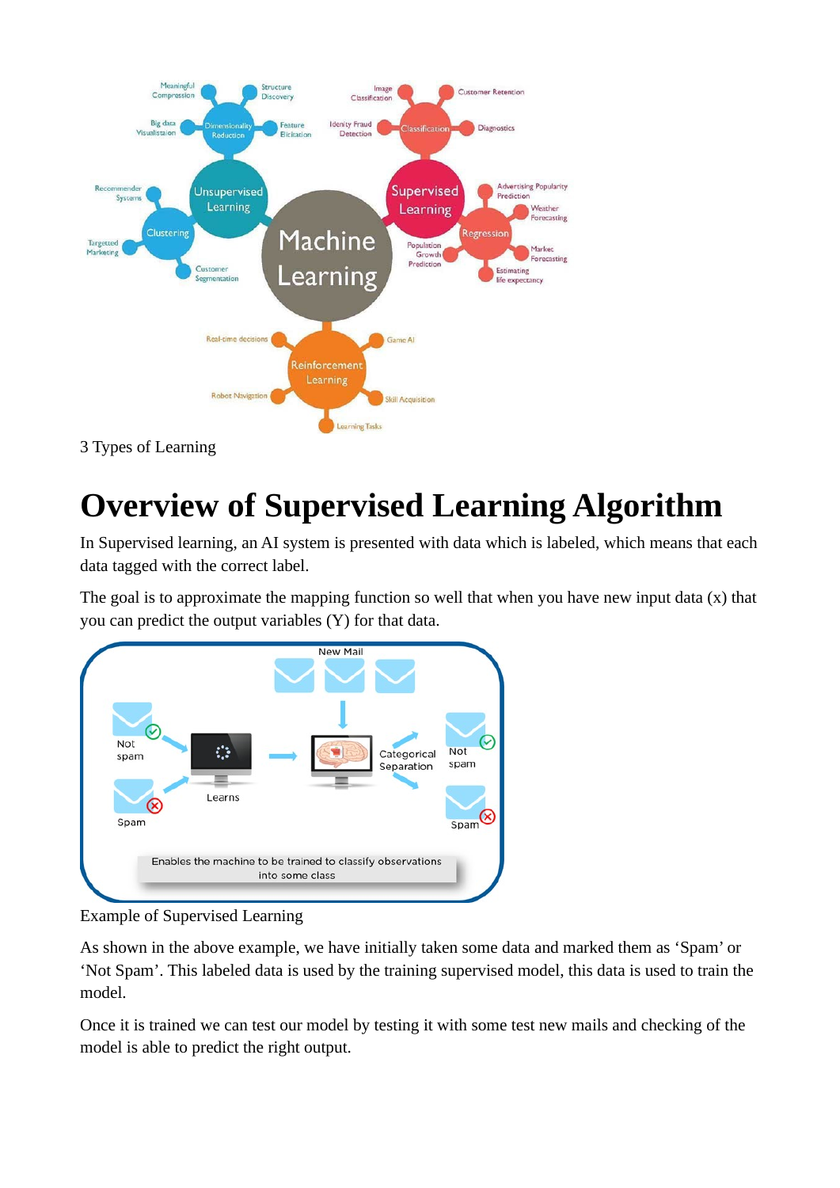3 Types of Learning

# Overview of Supervised Learning Algorithm

In Supervised learning, an AI system is presented with data which is labeled, which means that each data tagged with the correct label.

The goal is to approximate the mapping function so well that when you have new input data (x) that you can predict the output variables (Y) for that data.

Example of Supervised Learning

As shown in the above example, we have initially taken some data and marked them as 'Spam' or 'Not Spam'. This labeled data is used by the training supervised model, this data is used to train the model.

Once it is trained we can test our model by testing it with some test new mails and checking of the model is able to predict the right output.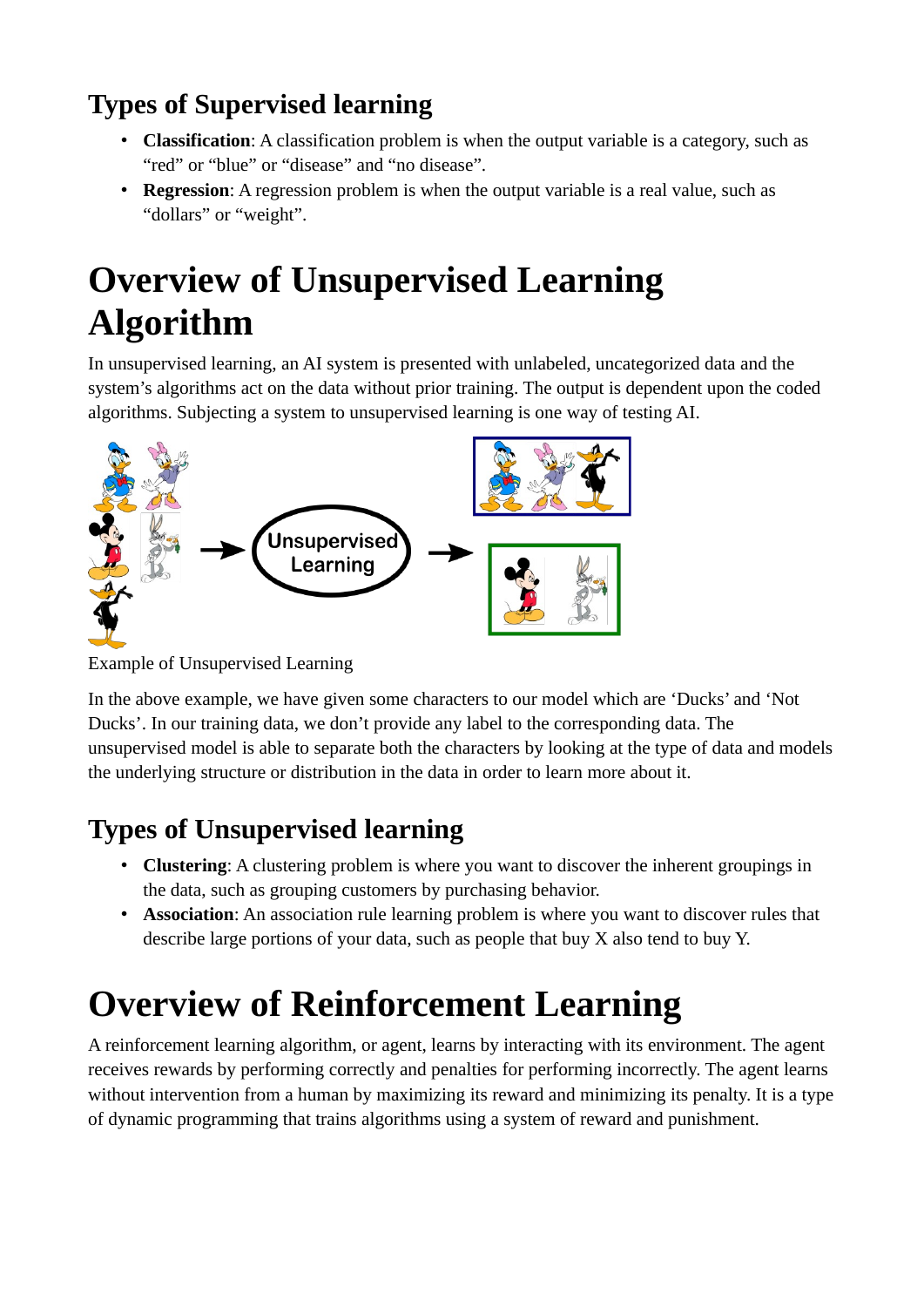## Types of Supervised learning

- **Classification**: A classification problem is when the output variable is a category, such as "red" or "blue" or "disease" and "no disease".
- **Regression**: A regression problem is when the output variable is a real value, such as "dollars" or "weight".

# Overview of Unsupervised Learning Algorithm

In unsupervised learning, an AI system is presented with unlabeled, uncategorized data and the system's algorithms act on the data without prior training. The output is dependent upon the coded algorithms. Subjecting a system to unsupervised learning is one way of testing AI.

Example of Unsupervised Learning

In the above example, we have given some characters to our model which are 'Ducks' and 'Not Ducks'. In our training data, we don't provide any label to the corresponding data. The unsupervised model is able to separate both the characters by looking at the type of data and models the underlying structure or distribution in the data in order to learn more about it.

## Types of Unsupervised learning

- **Clustering**: A clustering problem is where you want to discover the inherent groupings in the data, such as grouping customers by purchasing behavior.
- **Association**: An association rule learning problem is where you want to discover rules that describe large portions of your data, such as people that buy X also tend to buy Y.

# Overview of Reinforcement Learning

A reinforcement learning algorithm, or agent, learns by interacting with its environment. The agent receives rewards by performing correctly and penalties for performing incorrectly. The agent learns without intervention from a human by maximizing its reward and minimizing its penalty. It is a type of dynamic programming that trains algorithms using a system of reward and punishment.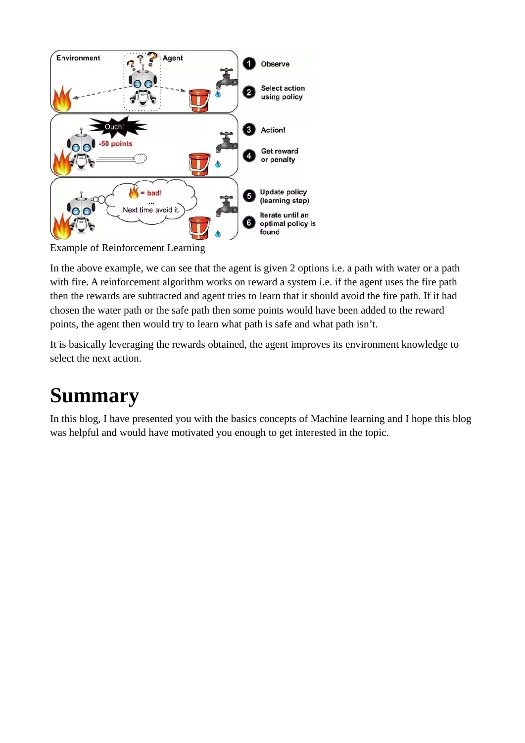Example of Reinforcement Learning

In the above example, we can see that the agent is given 2 options i.e. a path with water or a path with fire. A reinforcement algorithm works on reward a system i.e. if the agent uses the fire path then the rewards are subtracted and agent tries to learn that it should avoid the fire path. If it had chosen the water path or the safe path then some points would have been added to the reward points, the agent then would try to learn what path is safe and what path isn't.

It is basically leveraging the rewards obtained, the agent improves its environment knowledge to select the next action.

# Summary

In this blog, I have presented you with the basics concepts of Machine learning and I hope this blog was helpful and would have motivated you enough to get interested in the topic.